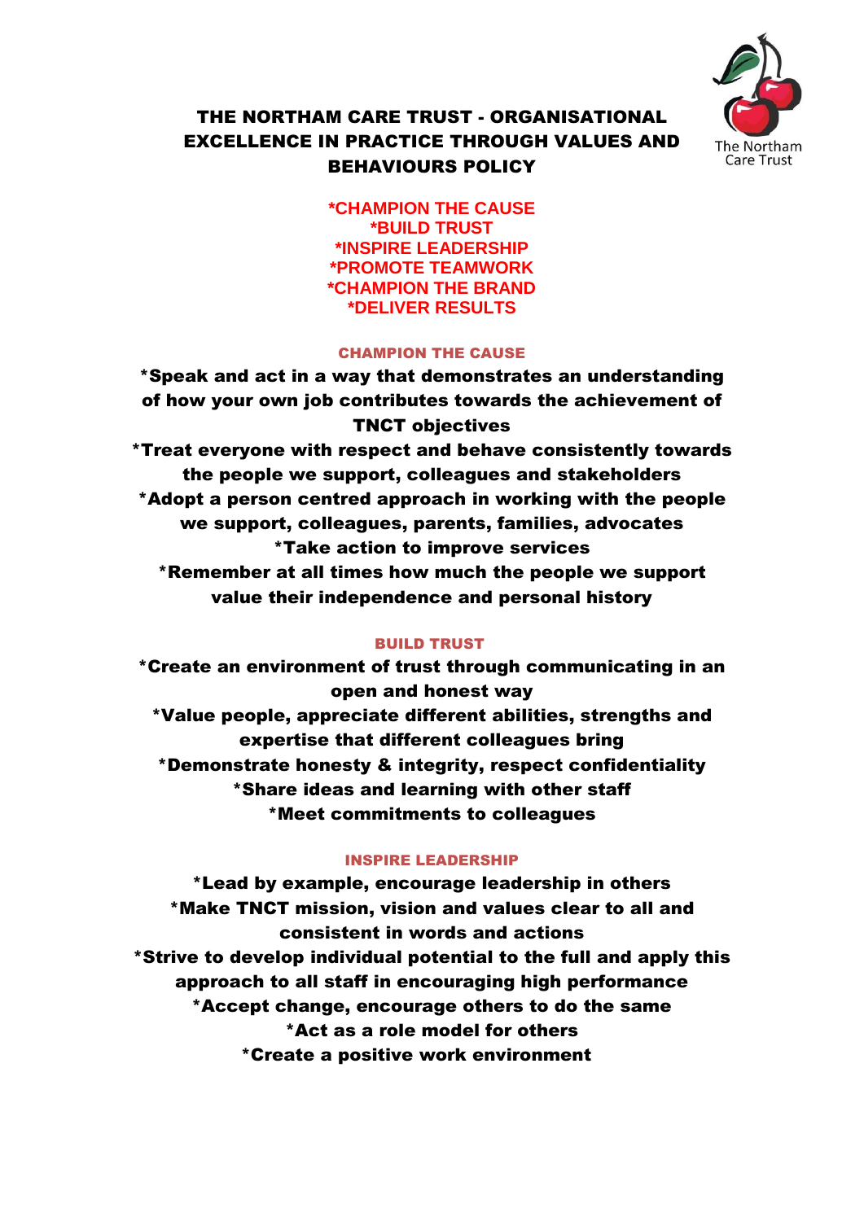# THE NORTHAM CARE TRUST - ORGANISATIONAL EXCELLENCE IN PRACTICE THROUGH VALUES AND BEHAVIOURS POLICY

The Northam Care Trust

*CHAMPION THE CAUSE
*BUILD TRUST
*INSPIRE LEADERSHIP
*PROMOTE TEAMWORK
*CHAMPION THE BRAND
*DELIVER RESULTS

## CHAMPION THE CAUSE

*Speak and act in a way that demonstrates an understanding of how your own job contributes towards the achievement of TNCT objectives

*Treat everyone with respect and behave consistently towards the people we support, colleagues and stakeholders

*Adopt a person centred approach in working with the people we support, colleagues, parents, families, advocates

*Take action to improve services

*Remember at all times how much the people we support value their independence and personal history

## BUILD TRUST

*Create an environment of trust through communicating in an open and honest way

*Value people, appreciate different abilities, strengths and expertise that different colleagues bring

*Demonstrate honesty & integrity, respect confidentiality

*Share ideas and learning with other staff

*Meet commitments to colleagues

## INSPIRE LEADERSHIP

*Lead by example, encourage leadership in others

*Make TNCT mission, vision and values clear to all and consistent in words and actions

*Strive to develop individual potential to the full and apply this approach to all staff in encouraging high performance

*Accept change, encourage others to do the same

*Act as a role model for others

*Create a positive work environment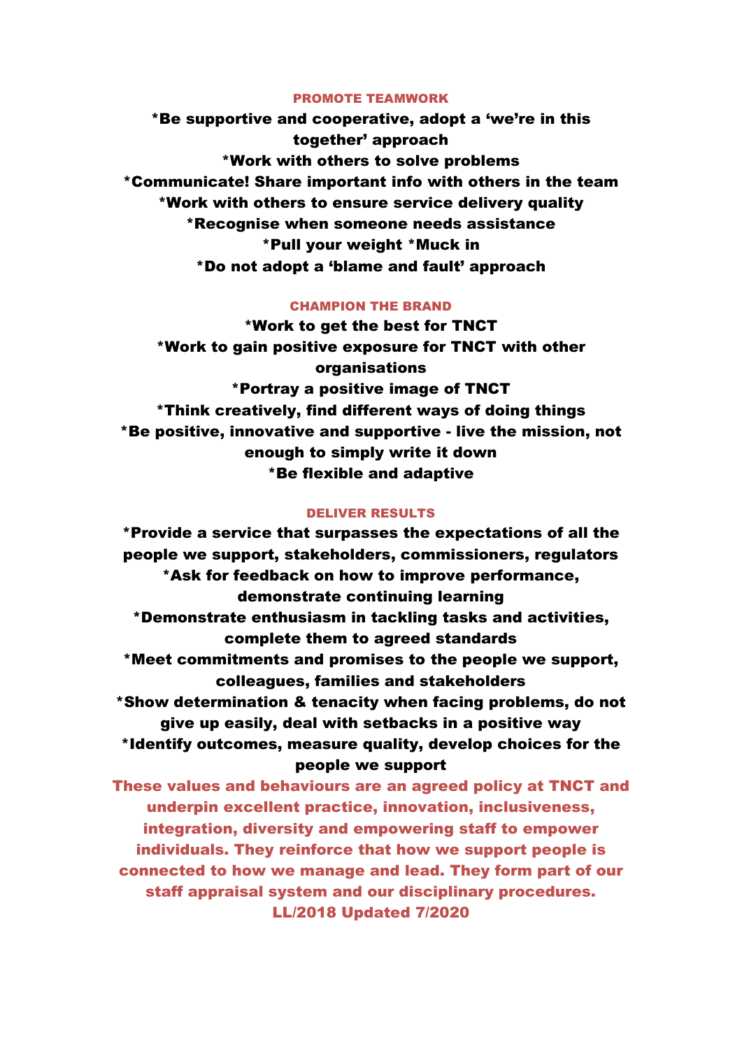## PROMOTE TEAMWORK

**\*Be supportive and cooperative, adopt a 'we're in this together' approach**
**\*Work with others to solve problems**
**\*Communicate! Share important info with others in the team**
**\*Work with others to ensure service delivery quality**
**\*Recognise when someone needs assistance**
**\*Pull your weight \*Muck in**
**\*Do not adopt a 'blame and fault' approach**

## CHAMPION THE BRAND

**\*Work to get the best for TNCT**
**\*Work to gain positive exposure for TNCT with other organisations**
**\*Portray a positive image of TNCT**
**\*Think creatively, find different ways of doing things**
**\*Be positive, innovative and supportive - live the mission, not enough to simply write it down**
**\*Be flexible and adaptive**

## DELIVER RESULTS

**\*Provide a service that surpasses the expectations of all the people we support, stakeholders, commissioners, regulators**
**\*Ask for feedback on how to improve performance, demonstrate continuing learning**
**\*Demonstrate enthusiasm in tackling tasks and activities, complete them to agreed standards**
**\*Meet commitments and promises to the people we support, colleagues, families and stakeholders**
**\*Show determination & tenacity when facing problems, do not give up easily, deal with setbacks in a positive way**
**\*Identify outcomes, measure quality, develop choices for the people we support**

**These values and behaviours are an agreed policy at TNCT and underpin excellent practice, innovation, inclusiveness, integration, diversity and empowering staff to empower individuals. They reinforce that how we support people is connected to how we manage and lead. They form part of our staff appraisal system and our disciplinary procedures.**
**LL/2018 Updated 7/2020**